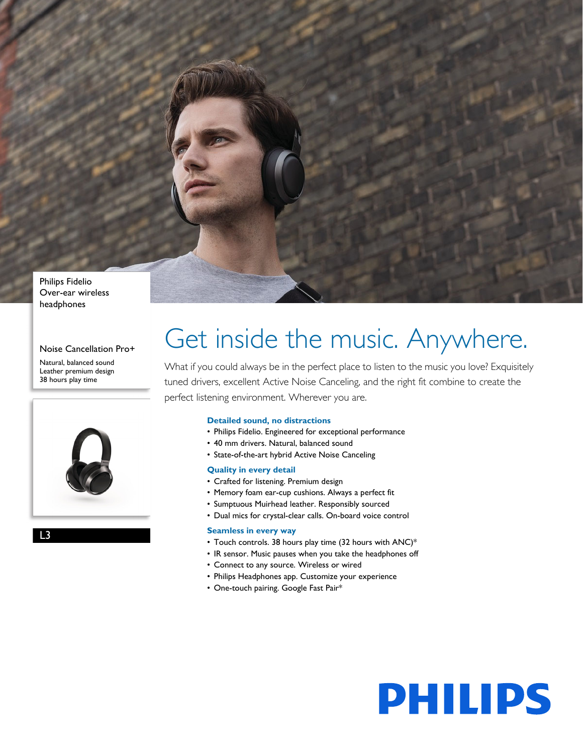Philips Fidelio
Over-ear wireless headphones

Noise Cancellation Pro+

Natural, balanced sound
Leather premium design
38 hours play time

L3

# Get inside the music. Anywhere.

What if you could always be in the perfect place to listen to the music you love? Exquisitely tuned drivers, excellent Active Noise Canceling, and the right fit combine to create the perfect listening environment. Wherever you are.

### Detailed sound, no distractions

- Philips Fidelio. Engineered for exceptional performance
- 40 mm drivers. Natural, balanced sound
- State-of-the-art hybrid Active Noise Canceling

### Quality in every detail

- Crafted for listening. Premium design
- Memory foam ear-cup cushions. Always a perfect fit
- Sumptuous Muirhead leather. Responsibly sourced
- Dual mics for crystal-clear calls. On-board voice control

### Seamless in every way

- Touch controls. 38 hours play time (32 hours with ANC)*
- IR sensor. Music pauses when you take the headphones off
- Connect to any source. Wireless or wired
- Philips Headphones app. Customize your experience
- One-touch pairing. Google Fast Pair*

PHILIPS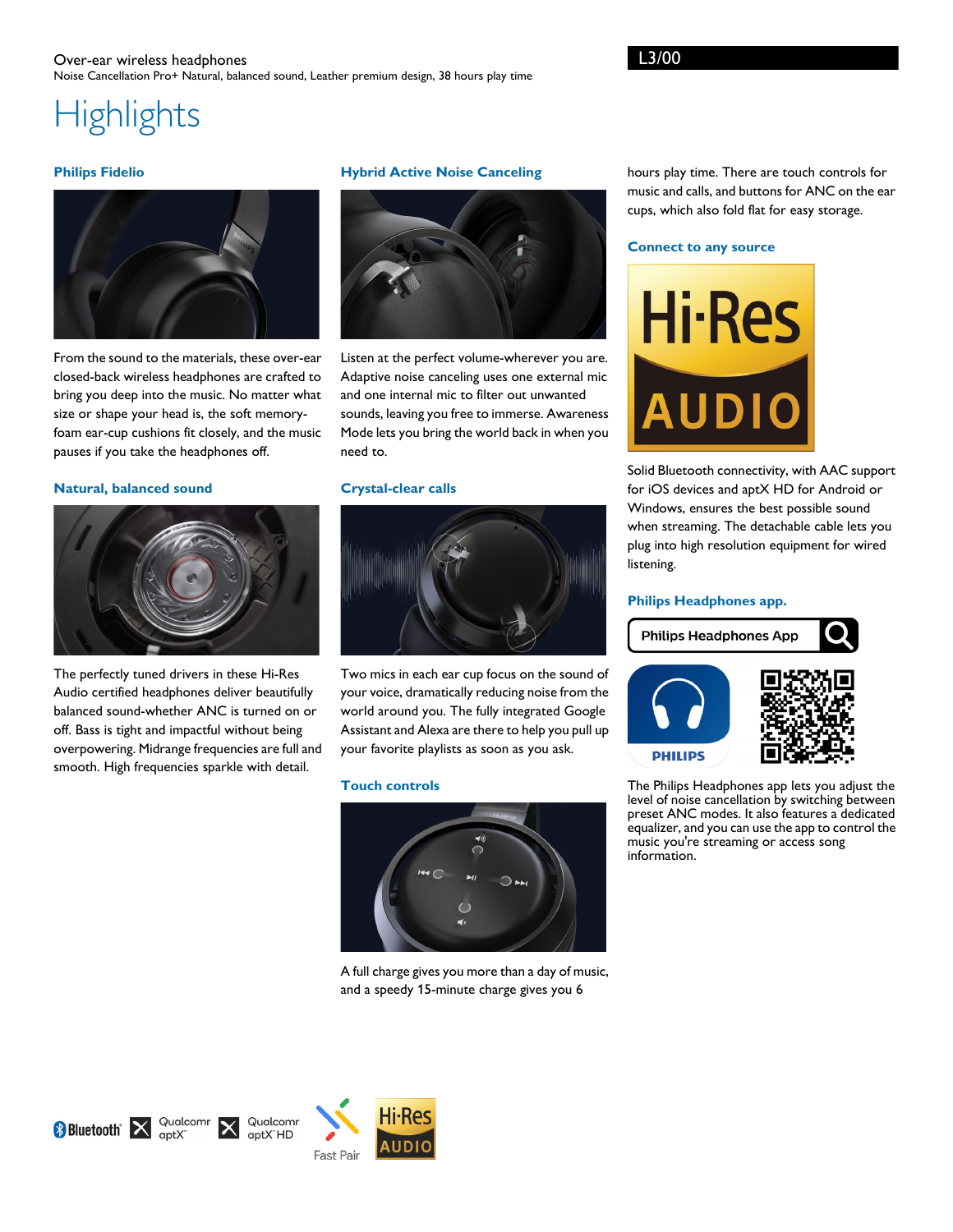Over-ear wireless headphones

Noise Cancellation Pro+ Natural, balanced sound, Leather premium design, 38 hours play time

L3/00

# Highlights

### Philips Fidelio

From the sound to the materials, these over-ear closed-back wireless headphones are crafted to bring you deep into the music. No matter what size or shape your head is, the soft memory-foam ear-cup cushions fit closely, and the music pauses if you take the headphones off.

### Natural, balanced sound

The perfectly tuned drivers in these Hi-Res Audio certified headphones deliver beautifully balanced sound-whether ANC is turned on or off. Bass is tight and impactful without being overpowering. Midrange frequencies are full and smooth. High frequencies sparkle with detail.

### Hybrid Active Noise Canceling

Listen at the perfect volume-wherever you are. Adaptive noise canceling uses one external mic and one internal mic to filter out unwanted sounds, leaving you free to immerse. Awareness Mode lets you bring the world back in when you need to.

### Crystal-clear calls

Two mics in each ear cup focus on the sound of your voice, dramatically reducing noise from the world around you. The fully integrated Google Assistant and Alexa are there to help you pull up your favorite playlists as soon as you ask.

### Touch controls

A full charge gives you more than a day of music, and a speedy 15-minute charge gives you 6 hours play time. There are touch controls for music and calls, and buttons for ANC on the ear cups, which also fold flat for easy storage.

### Connect to any source

Hi-Res AUDIO

Solid Bluetooth connectivity, with AAC support for iOS devices and aptX HD for Android or Windows, ensures the best possible sound when streaming. The detachable cable lets you plug into high resolution equipment for wired listening.

### Philips Headphones app.

Philips Headphones App

PHILIPS

The Philips Headphones app lets you adjust the level of noise cancellation by switching between preset ANC modes. It also features a dedicated equalizer, and you can use the app to control the music you're streaming or access song information.

Bluetooth | Qualcomm aptX | Qualcomm aptX HD | Fast Pair | Hi-Res AUDIO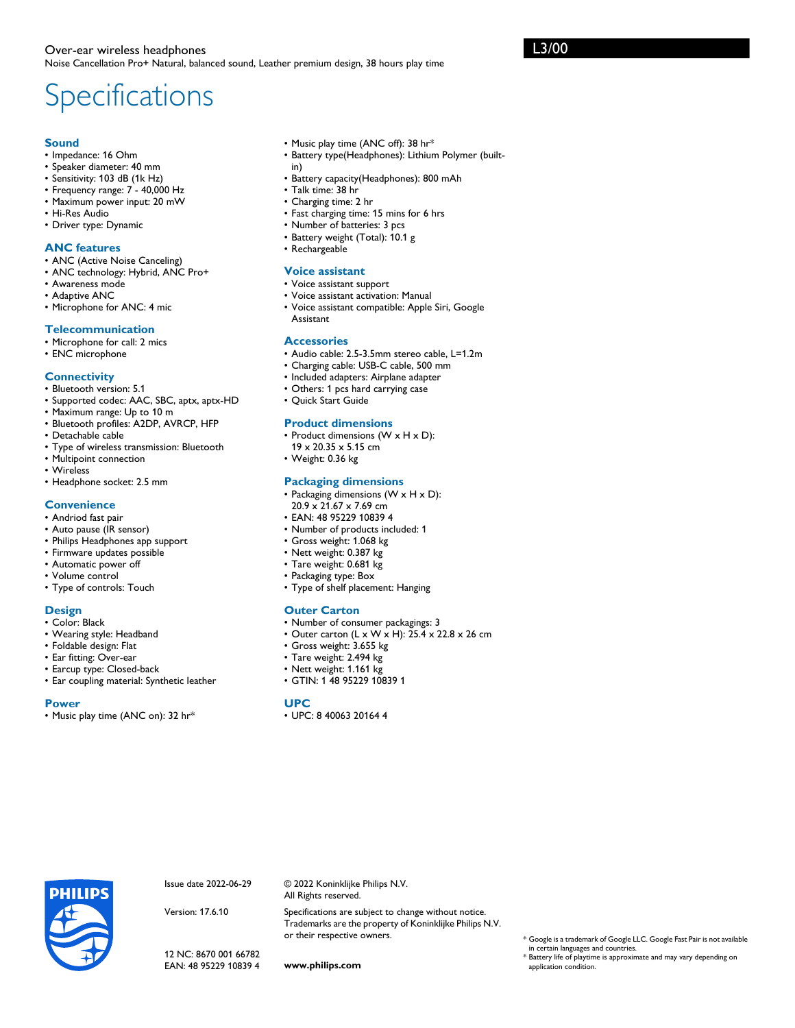Over-ear wireless headphones
Noise Cancellation Pro+ Natural, balanced sound, Leather premium design, 38 hours play time

L3/00

# Specifications

### Sound
- Impedance: 16 Ohm
- Speaker diameter: 40 mm
- Sensitivity: 103 dB (1k Hz)
- Frequency range: 7 - 40,000 Hz
- Maximum power input: 20 mW
- Hi-Res Audio
- Driver type: Dynamic

### ANC features
- ANC (Active Noise Canceling)
- ANC technology: Hybrid, ANC Pro+
- Awareness mode
- Adaptive ANC
- Microphone for ANC: 4 mic

### Telecommunication
- Microphone for call: 2 mics
- ENC microphone

### Connectivity
- Bluetooth version: 5.1
- Supported codec: AAC, SBC, aptx, aptx-HD
- Maximum range: Up to 10 m
- Bluetooth profiles: A2DP, AVRCP, HFP
- Detachable cable
- Type of wireless transmission: Bluetooth
- Multipoint connection
- Wireless
- Headphone socket: 2.5 mm

### Convenience
- Andriod fast pair
- Auto pause (IR sensor)
- Philips Headphones app support
- Firmware updates possible
- Automatic power off
- Volume control
- Type of controls: Touch

### Design
- Color: Black
- Wearing style: Headband
- Foldable design: Flat
- Ear fitting: Over-ear
- Earcup type: Closed-back
- Ear coupling material: Synthetic leather

### Power
- Music play time (ANC on): 32 hr*
- Music play time (ANC off): 38 hr*
- Battery type(Headphones): Lithium Polymer (built-in)
- Battery capacity(Headphones): 800 mAh
- Talk time: 38 hr
- Charging time: 2 hr
- Fast charging time: 15 mins for 6 hrs
- Number of batteries: 3 pcs
- Battery weight (Total): 10.1 g
- Rechargeable

### Voice assistant
- Voice assistant support
- Voice assistant activation: Manual
- Voice assistant compatible: Apple Siri, Google Assistant

### Accessories
- Audio cable: 2.5-3.5mm stereo cable, L=1.2m
- Charging cable: USB-C cable, 500 mm
- Included adapters: Airplane adapter
- Others: 1 pcs hard carrying case
- Quick Start Guide

### Product dimensions
- Product dimensions (W x H x D): 19 x 20.35 x 5.15 cm
- Weight: 0.36 kg

### Packaging dimensions
- Packaging dimensions (W x H x D): 20.9 x 21.67 x 7.69 cm
- EAN: 48 95229 10839 4
- Number of products included: 1
- Gross weight: 1.068 kg
- Nett weight: 0.387 kg
- Tare weight: 0.681 kg
- Packaging type: Box
- Type of shelf placement: Hanging

### Outer Carton
- Number of consumer packagings: 3
- Outer carton (L x W x H): 25.4 x 22.8 x 26 cm
- Gross weight: 3.655 kg
- Tare weight: 2.494 kg
- Nett weight: 1.161 kg
- GTIN: 1 48 95229 10839 1

### UPC
- UPC: 8 40063 20164 4

Issue date 2022-06-29

Version: 17.6.10

12 NC: 8670 001 66782
EAN: 48 95229 10839 4

© 2022 Koninklijke Philips N.V.
All Rights reserved.

Specifications are subject to change without notice. Trademarks are the property of Koninklijke Philips N.V. or their respective owners.

www.philips.com

\* Google is a trademark of Google LLC. Google Fast Pair is not available in certain languages and countries.
\* Battery life of playtime is approximate and may vary depending on application condition.